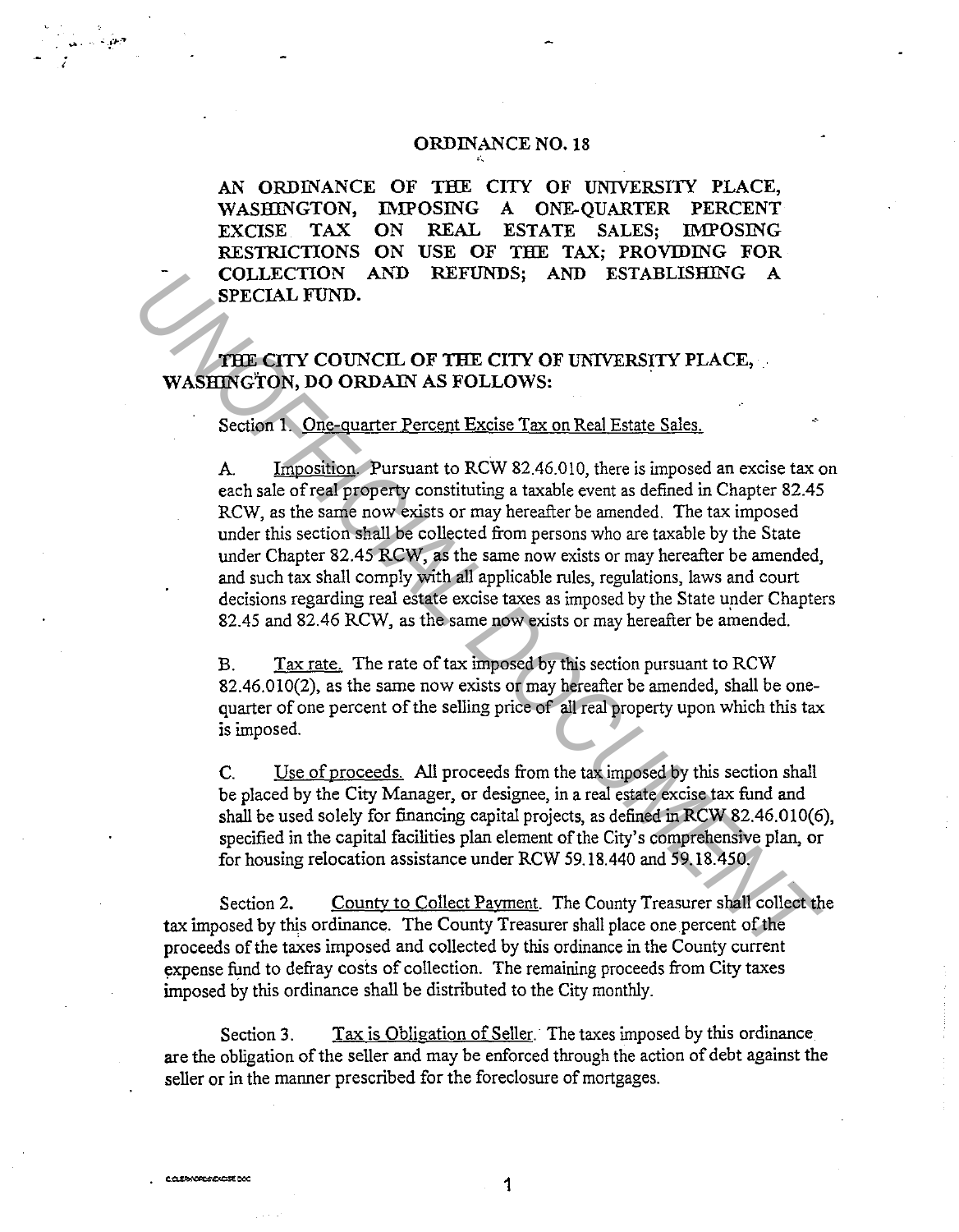# ORDINANCE NO. 18

**AN ORDINANCE OF THE CITY OF UNIVERSITY PLACE, WASHINGTON, IMPOSING A ONE-QUARTER PERCENT EXCISE TAX ON REAL ESTATE SALES; IMPOSING RESTRICTIONS ON USE OF THE TAX; PROVIDING FOR COLLECTION AND REFUNDS; AND ESTABLISHING A SPECIAL FUND.**

**THE CITY COUNCIL OF THE CITY OF UNIVERSITY PLACE, WASHINGTON, DO ORDAIN AS FOLLOWS:**

Section 1. One-quarter Percent Excise Tax on Real Estate Sales.

A. Imposition. Pursuant to RCW 82.46.010, there is imposed an excise tax on each sale of real property constituting a taxable event as defined in Chapter 82.45 RCW, as the same now exists or may hereafter be amended. The tax imposed under this section shall be collected from persons who are taxable by the State under Chapter 82.45 RCW, as the same now exists or may hereafter be amended, and such tax shall comply with all applicable rules, regulations, laws and court decisions regarding real estate excise taxes as imposed by the State under Chapters 82.45 and 82.46 RCW, as the same now exists or may hereafter be amended.

B. Tax rate. The rate of tax imposed by this section pursuant to RCW 82.46.010(2), as the same now exists or may hereafter be amended, shall be one-quarter of one percent of the selling price of all real property upon which this tax is imposed.

C. Use of proceeds. All proceeds from the tax imposed by this section shall be placed by the City Manager, or designee, in a real estate excise tax fund and shall be used solely for financing capital projects, as defined in RCW 82.46.010(6), specified in the capital facilities plan element of the City's comprehensive plan, or for housing relocation assistance under RCW 59.18.440 and 59.18.450.

Section 2. County to Collect Payment. The County Treasurer shall collect the tax imposed by this ordinance. The County Treasurer shall place one percent of the proceeds of the taxes imposed and collected by this ordinance in the County current expense fund to defray costs of collection. The remaining proceeds from City taxes imposed by this ordinance shall be distributed to the City monthly.

Section 3. Tax is Obligation of Seller. The taxes imposed by this ordinance are the obligation of the seller and may be enforced through the action of debt against the seller or in the manner prescribed for the foreclosure of mortgages.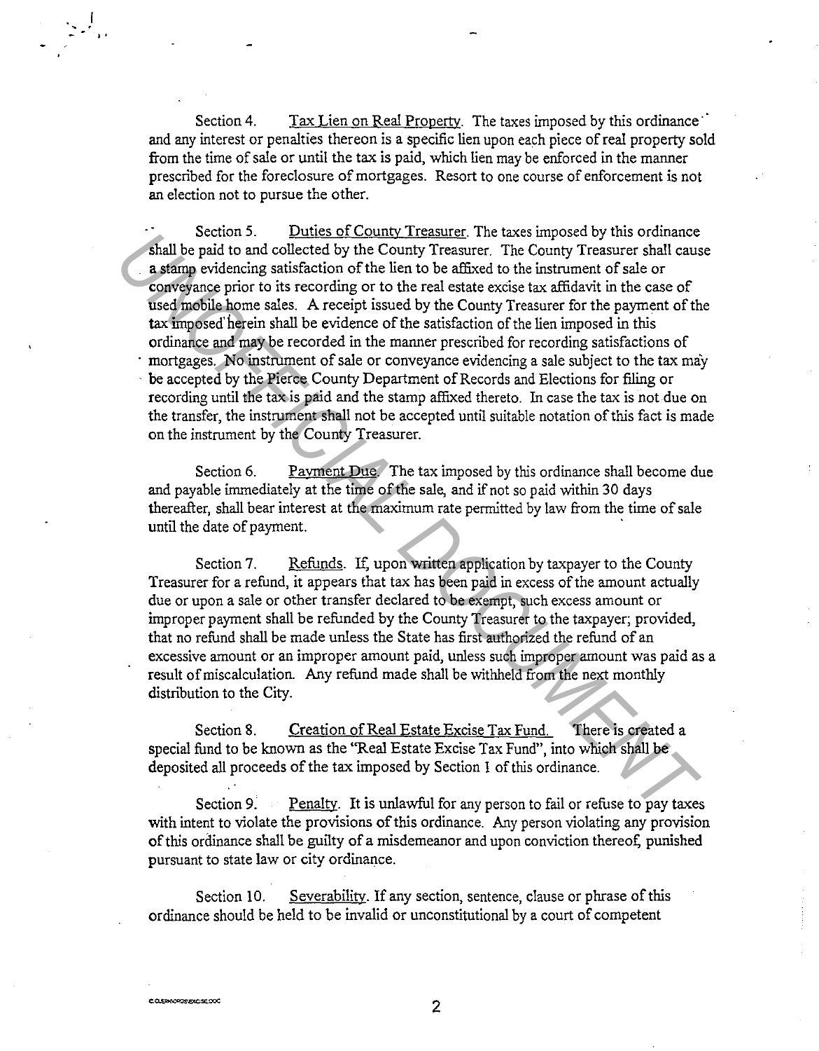Section 4. Tax Lien on Real Property. The taxes imposed by this ordinance and any interest or penalties thereon is a specific lien upon each piece of real property sold from the time of sale or until the tax is paid, which lien may be enforced in the manner prescribed for the foreclosure of mortgages. Resort to one course of enforcement is not an election not to pursue the other.

Section 5. Duties of County Treasurer. The taxes imposed by this ordinance shall be paid to and collected by the County Treasurer. The County Treasurer shall cause a stamp evidencing satisfaction of the lien to be affixed to the instrument of sale or conveyance prior to its recording or to the real estate excise tax affidavit in the case of used mobile home sales. A receipt issued by the County Treasurer for the payment of the tax imposed herein shall be evidence of the satisfaction of the lien imposed in this ordinance and may be recorded in the manner prescribed for recording satisfactions of mortgages. No instrument of sale or conveyance evidencing a sale subject to the tax may be accepted by the Pierce County Department of Records and Elections for filing or recording until the tax is paid and the stamp affixed thereto. In case the tax is not due on the transfer, the instrument shall not be accepted until suitable notation of this fact is made on the instrument by the County Treasurer.

Section 6. Payment Due. The tax imposed by this ordinance shall become due and payable immediately at the time of the sale, and if not so paid within 30 days thereafter, shall bear interest at the maximum rate permitted by law from the time of sale until the date of payment.

Section 7. Refunds. If, upon written application by taxpayer to the County Treasurer for a refund, it appears that tax has been paid in excess of the amount actually due or upon a sale or other transfer declared to be exempt, such excess amount or improper payment shall be refunded by the County Treasurer to the taxpayer; provided, that no refund shall be made unless the State has first authorized the refund of an excessive amount or an improper amount paid, unless such improper amount was paid as a result of miscalculation. Any refund made shall be withheld from the next monthly distribution to the City.

Section 8. Creation of Real Estate Excise Tax Fund. There is created a special fund to be known as the "Real Estate Excise Tax Fund", into which shall be deposited all proceeds of the tax imposed by Section 1 of this ordinance.

Section 9. Penalty. It is unlawful for any person to fail or refuse to pay taxes with intent to violate the provisions of this ordinance. Any person violating any provision of this ordinance shall be guilty of a misdemeanor and upon conviction thereof, punished pursuant to state law or city ordinance.

Section 10. Severability. If any section, sentence, clause or phrase of this ordinance should be held to be invalid or unconstitutional by a court of competent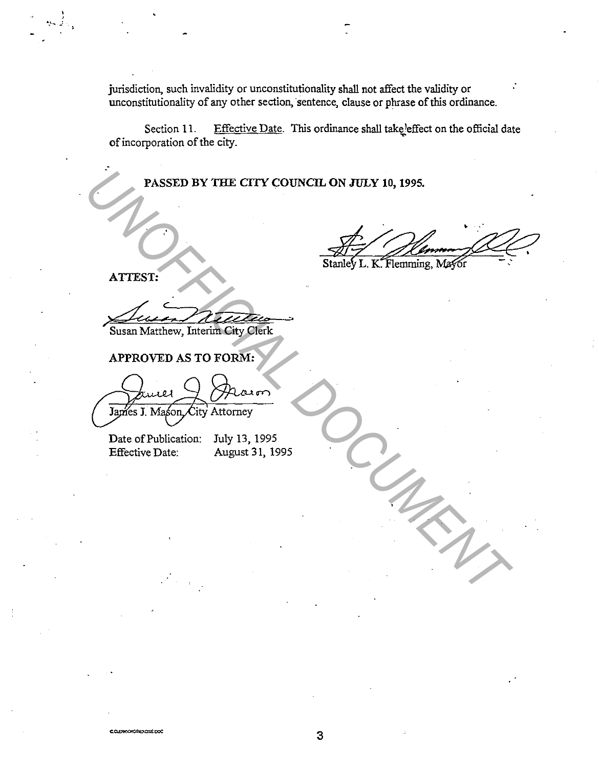jurisdiction, such invalidity or unconstitutionality shall not affect the validity or unconstitutionality of any other section, sentence, clause or phrase of this ordinance.

Section 11. Effective Date. This ordinance shall take effect on the official date of incorporation of the city.

**PASSED BY THE CITY COUNCIL ON JULY 10, 1995.**

Stanley L. K. Flemming, Mayor

**ATTEST:**

Susan Matthew, Interim City Clerk

**APPROVED AS TO FORM:**

James J. Mason, City Attorney

Date of Publication: July 13, 1995
Effective Date: August 31, 1995

UNOFFICIAL DOCUMENT

C:\CLERK\ORDS\EXCISE.DOC